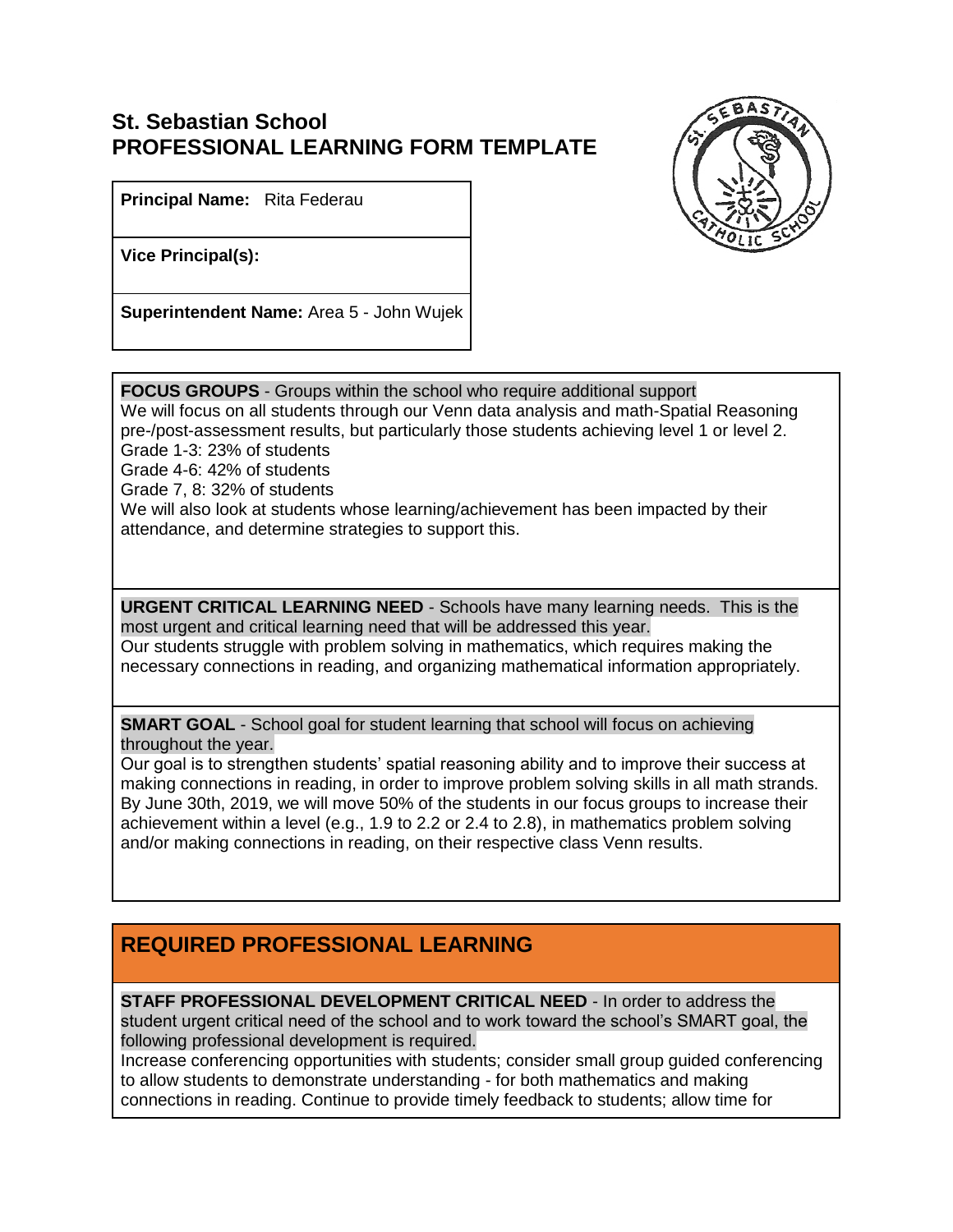# St. Sebastian School
# PROFESSIONAL LEARNING FORM TEMPLATE

**Principal Name:** Rita Federau

**Vice Principal(s):**

**Superintendent Name:** Area 5 - John Wujek

**FOCUS GROUPS** - Groups within the school who require additional support

We will focus on all students through our Venn data analysis and math-Spatial Reasoning pre-/post-assessment results, but particularly those students achieving level 1 or level 2.

Grade 1-3: 23% of students
Grade 4-6: 42% of students
Grade 7, 8: 32% of students

We will also look at students whose learning/achievement has been impacted by their attendance, and determine strategies to support this.

**URGENT CRITICAL LEARNING NEED** - Schools have many learning needs. This is the most urgent and critical learning need that will be addressed this year.

Our students struggle with problem solving in mathematics, which requires making the necessary connections in reading, and organizing mathematical information appropriately.

**SMART GOAL** - School goal for student learning that school will focus on achieving throughout the year.

Our goal is to strengthen students' spatial reasoning ability and to improve their success at making connections in reading, in order to improve problem solving skills in all math strands. By June 30th, 2019, we will move 50% of the students in our focus groups to increase their achievement within a level (e.g., 1.9 to 2.2 or 2.4 to 2.8), in mathematics problem solving and/or making connections in reading, on their respective class Venn results.

## REQUIRED PROFESSIONAL LEARNING

**STAFF PROFESSIONAL DEVELOPMENT CRITICAL NEED** - In order to address the student urgent critical need of the school and to work toward the school's SMART goal, the following professional development is required.

Increase conferencing opportunities with students; consider small group guided conferencing to allow students to demonstrate understanding - for both mathematics and making connections in reading. Continue to provide timely feedback to students; allow time for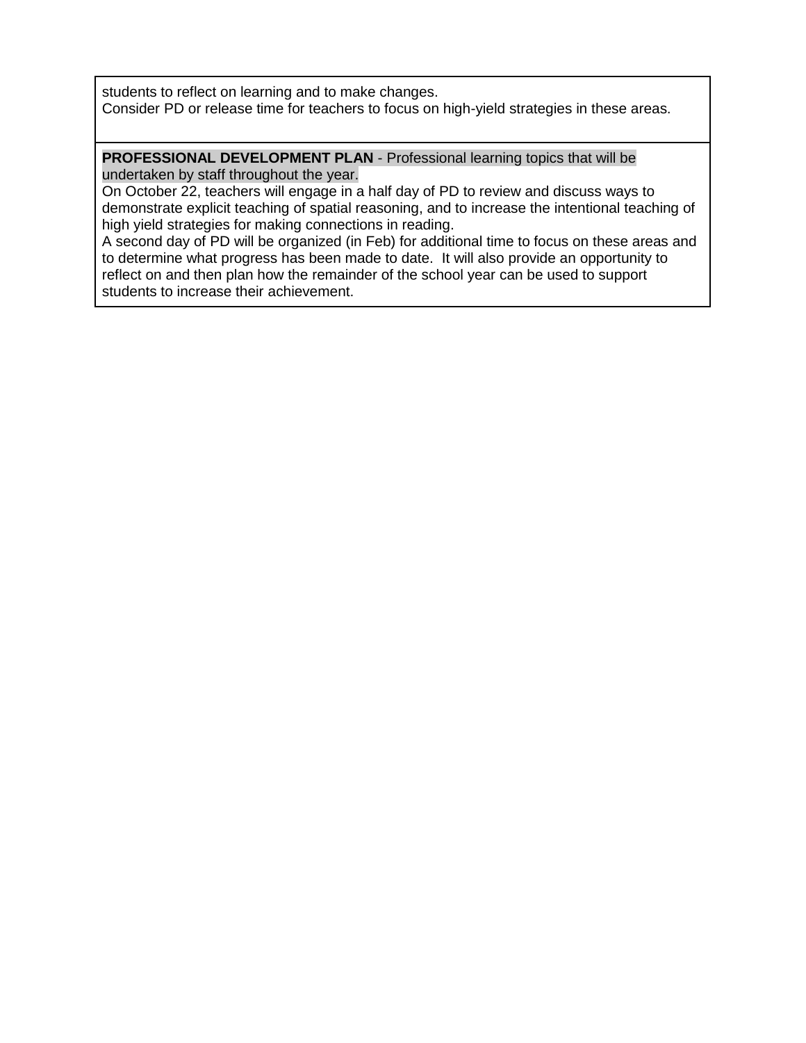students to reflect on learning and to make changes.
Consider PD or release time for teachers to focus on high-yield strategies in these areas.

**PROFESSIONAL DEVELOPMENT PLAN** - Professional learning topics that will be undertaken by staff throughout the year.
On October 22, teachers will engage in a half day of PD to review and discuss ways to demonstrate explicit teaching of spatial reasoning, and to increase the intentional teaching of high yield strategies for making connections in reading.
A second day of PD will be organized (in Feb) for additional time to focus on these areas and to determine what progress has been made to date. It will also provide an opportunity to reflect on and then plan how the remainder of the school year can be used to support students to increase their achievement.